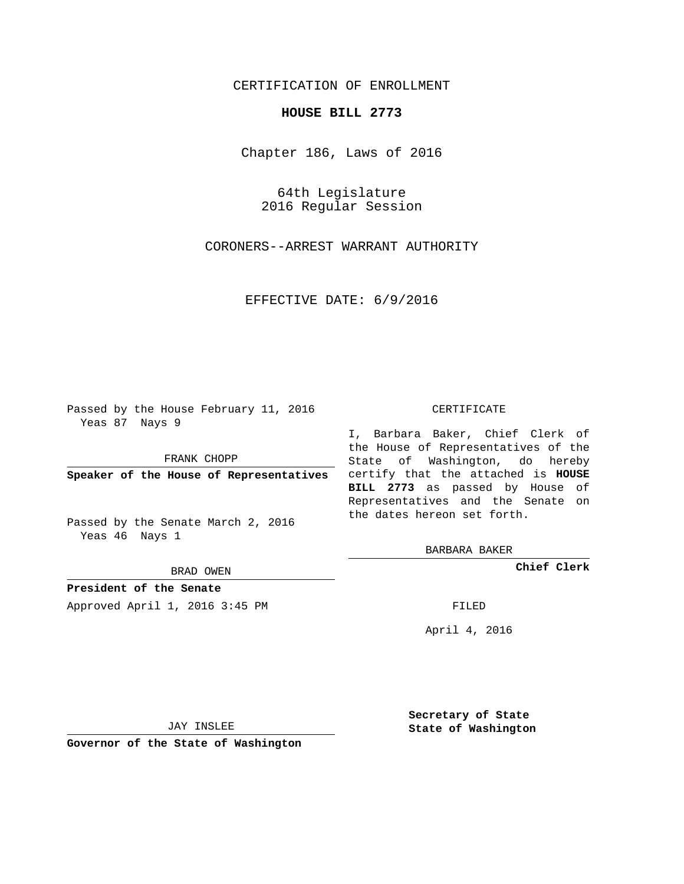CERTIFICATION OF ENROLLMENT

# HOUSE BILL 2773

Chapter 186, Laws of 2016

64th Legislature
2016 Regular Session

CORONERS--ARREST WARRANT AUTHORITY

EFFECTIVE DATE: 6/9/2016

Passed by the House February 11, 2016
Yeas 87 Nays 9

FRANK CHOPP

**Speaker of the House of Representatives**

Passed by the Senate March 2, 2016
Yeas 46 Nays 1

BRAD OWEN

**President of the Senate**

Approved April 1, 2016 3:45 PM

JAY INSLEE

**Governor of the State of Washington**

CERTIFICATE

I, Barbara Baker, Chief Clerk of the House of Representatives of the State of Washington, do hereby certify that the attached is **HOUSE BILL 2773** as passed by House of Representatives and the Senate on the dates hereon set forth.

BARBARA BAKER

**Chief Clerk**

FILED

April 4, 2016

**Secretary of State**
**State of Washington**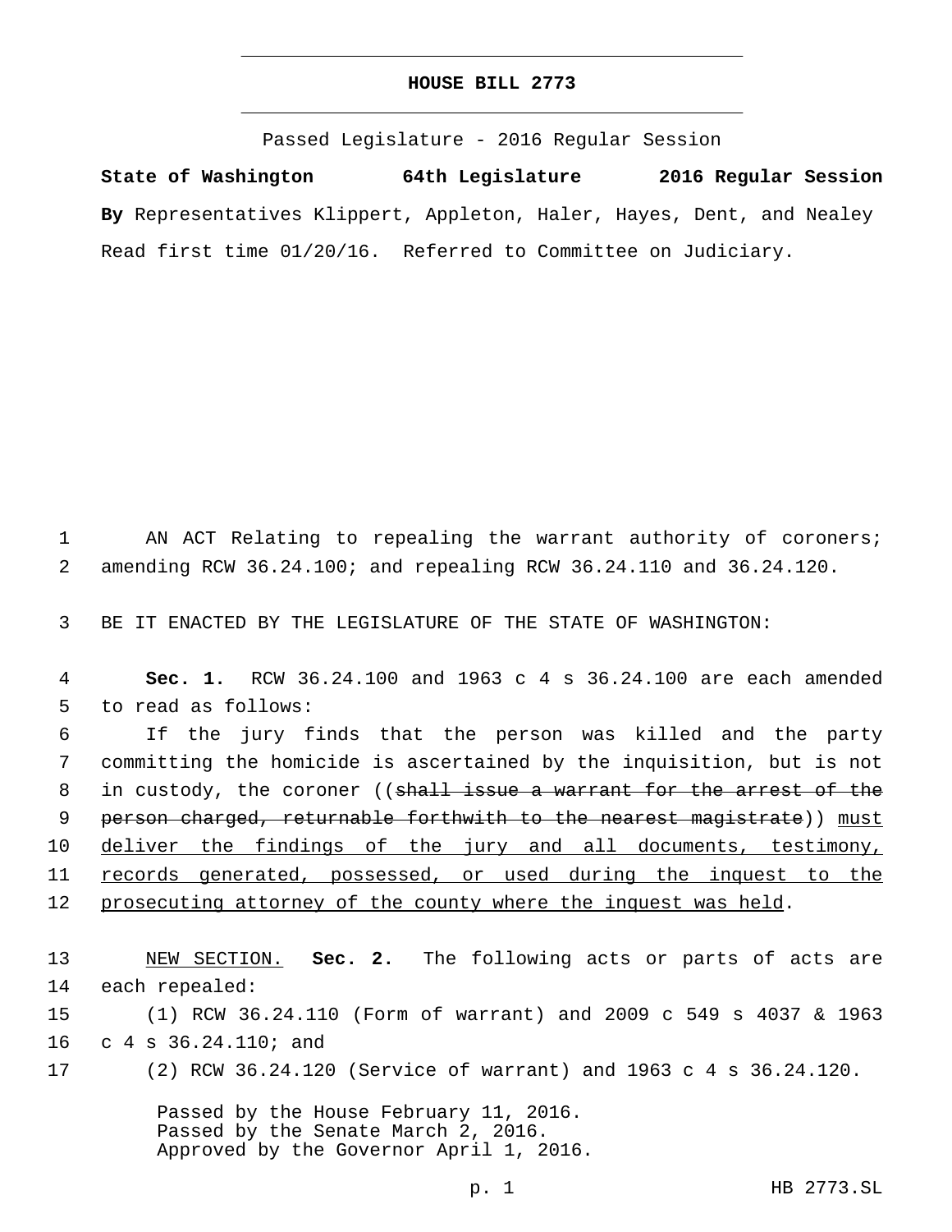# HOUSE BILL 2773

Passed Legislature - 2016 Regular Session

**State of Washington 64th Legislature 2016 Regular Session**

**By** Representatives Klippert, Appleton, Haler, Hayes, Dent, and Nealey

Read first time 01/20/16. Referred to Committee on Judiciary.

AN ACT Relating to repealing the warrant authority of coroners; amending RCW 36.24.100; and repealing RCW 36.24.110 and 36.24.120.

BE IT ENACTED BY THE LEGISLATURE OF THE STATE OF WASHINGTON:

**Sec. 1.** RCW 36.24.100 and 1963 c 4 s 36.24.100 are each amended to read as follows:

If the jury finds that the person was killed and the party committing the homicide is ascertained by the inquisition, but is not in custody, the coroner ((~~shall issue a warrant for the arrest of the person charged, returnable forthwith to the nearest magistrate~~)) <u>must deliver the findings of the jury and all documents, testimony, records generated, possessed, or used during the inquest to the prosecuting attorney of the county where the inquest was held</u>.

<u>NEW SECTION.</u> **Sec. 2.** The following acts or parts of acts are each repealed:

(1) RCW 36.24.110 (Form of warrant) and 2009 c 549 s 4037 & 1963 c 4 s 36.24.110; and

(2) RCW 36.24.120 (Service of warrant) and 1963 c 4 s 36.24.120.

Passed by the House February 11, 2016.
Passed by the Senate March 2, 2016.
Approved by the Governor April 1, 2016.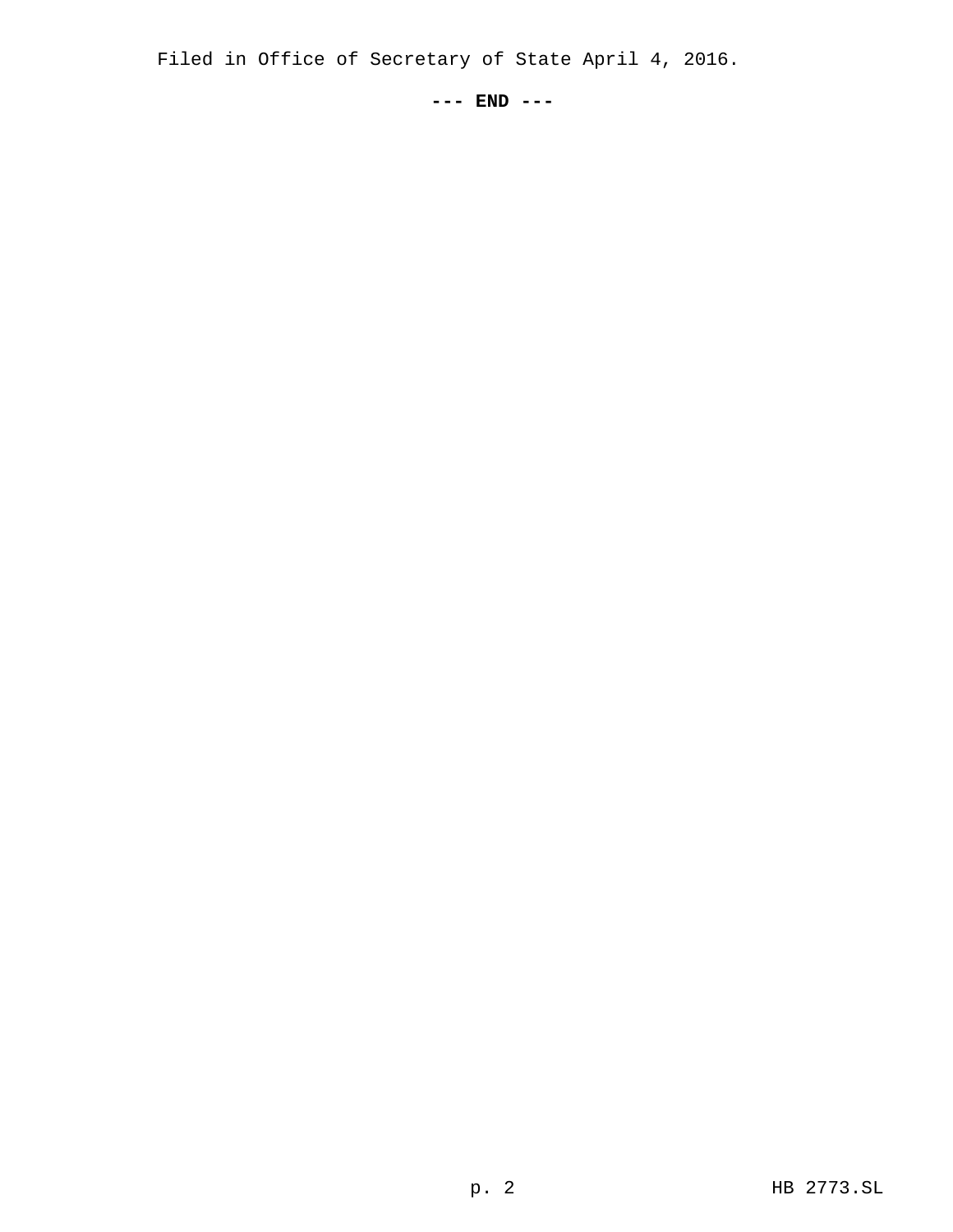Filed in Office of Secretary of State April 4, 2016.

**--- END ---**